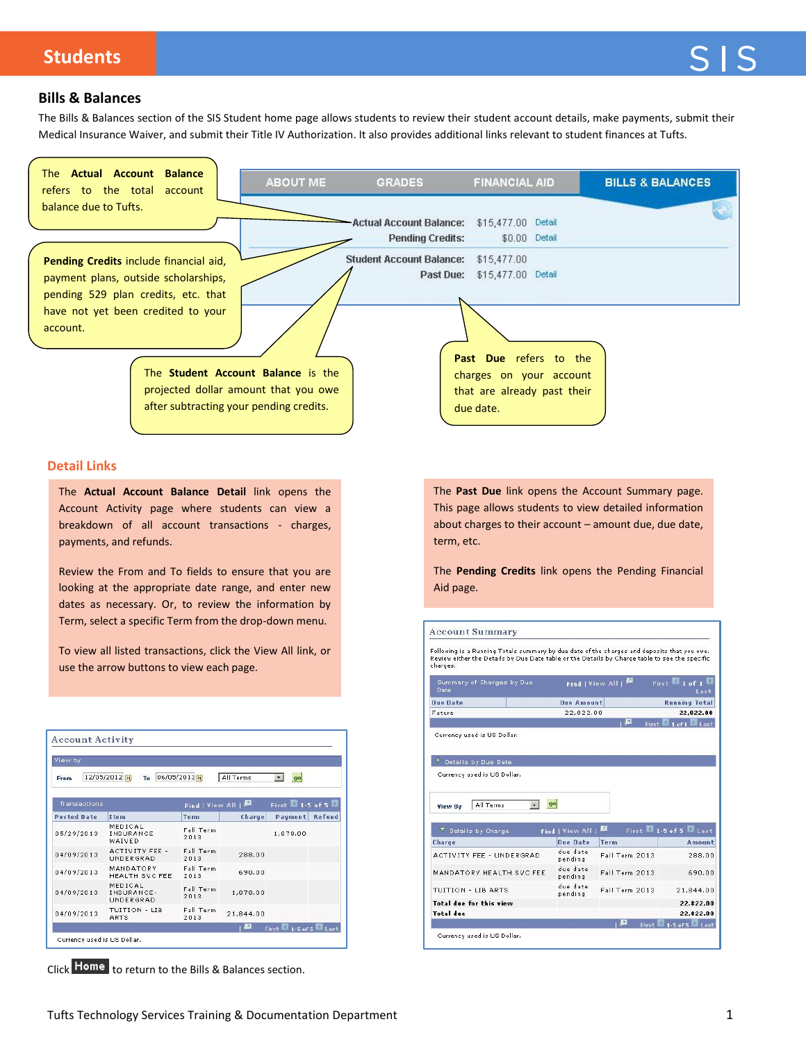## Students

# SIS

## Bills & Balances

The Bills & Balances section of the SIS Student home page allows students to review their student account details, make payments, submit their Medical Insurance Waiver, and submit their Title IV Authorization. It also provides additional links relevant to student finances at Tufts.

ABOUT ME | GRADES | FINANCIAL AID | BILLS & BALANCES

| | | |
|---|---|---|
| Actual Account Balance: | $15,477.00 | Detail |
| Pending Credits: | $0.00 | Detail |
| Student Account Balance: | $15,477.00 | |
| Past Due: | $15,477.00 | Detail |

The **Actual Account Balance** refers to the total account balance due to Tufts.

**Pending Credits** include financial aid, payment plans, outside scholarships, pending 529 plan credits, etc. that have not yet been credited to your account.

The **Student Account Balance** is the projected dollar amount that you owe after subtracting your pending credits.

**Past Due** refers to the charges on your account that are already past their due date.

## Detail Links

The **Actual Account Balance Detail** link opens the Account Activity page where students can view a breakdown of all account transactions - charges, payments, and refunds.

Review the From and To fields to ensure that you are looking at the appropriate date range, and enter new dates as necessary. Or, to review the information by Term, select a specific Term from the drop-down menu.

To view all listed transactions, click the View All link, or use the arrow buttons to view each page.

The **Past Due** link opens the Account Summary page. This page allows students to view detailed information about charges to their account – amount due, due date, term, etc.

The **Pending Credits** link opens the Pending Financial Aid page.

**Account Activity**

View by — From 12/05/2012 To 06/05/2013 All Terms go

Transactions — Find | View All | First 1-5 of 5 Last

| Posted Date | Item | Term | Charge | Payment | Refund |
|---|---|---|---|---|---|
| 05/29/2013 | MEDICAL INSURANCE WAIVED | Fall Term 2013 | | 1,070.00 | |
| 04/09/2013 | ACTIVITY FEE - UNDERGRAD | Fall Term 2013 | 288.00 | | |
| 04/09/2013 | MANDATORY HEALTH SVC FEE | Fall Term 2013 | 690.00 | | |
| 04/09/2013 | MEDICAL INSURANCE-UNDERGRAD | Fall Term 2013 | 1,070.00 | | |
| 04/09/2013 | TUITION - LIB ARTS | Fall Term 2013 | 21,844.00 | | |

Currency used is US Dollar.

**Account Summary**

Following is a Running Totals summary by due date of the charges and deposits that you owe. Review either the Details by Due Date table or the Details by Charge table to see the specific charges.

Summary of Charges by Due Date — Find | View All | First 1 of 1 Last

| Due Date | Due Amount | Running Total |
|---|---|---|
| Future | 22,822.00 | 22,822.00 |

Currency used is US Dollar.

Details by Due Date

Currency used is US Dollar.

View By All Terms go

Details by Charge — Find | View All | First 1-5 of 5 Last

| Charge | Due Date | Term | Amount |
|---|---|---|---|
| ACTIVITY FEE - UNDERGRAD | due date pending | Fall Term 2013 | 288.00 |
| MANDATORY HEALTH SVC FEE | due date pending | Fall Term 2013 | 690.00 |
| TUITION - LIB ARTS | due date pending | Fall Term 2013 | 21,844.00 |
| **Total due for this view** | | | **22,822.00** |
| **Total due** | | | **22,822.00** |

Currency used is US Dollar.

Click **Home** to return to the Bills & Balances section.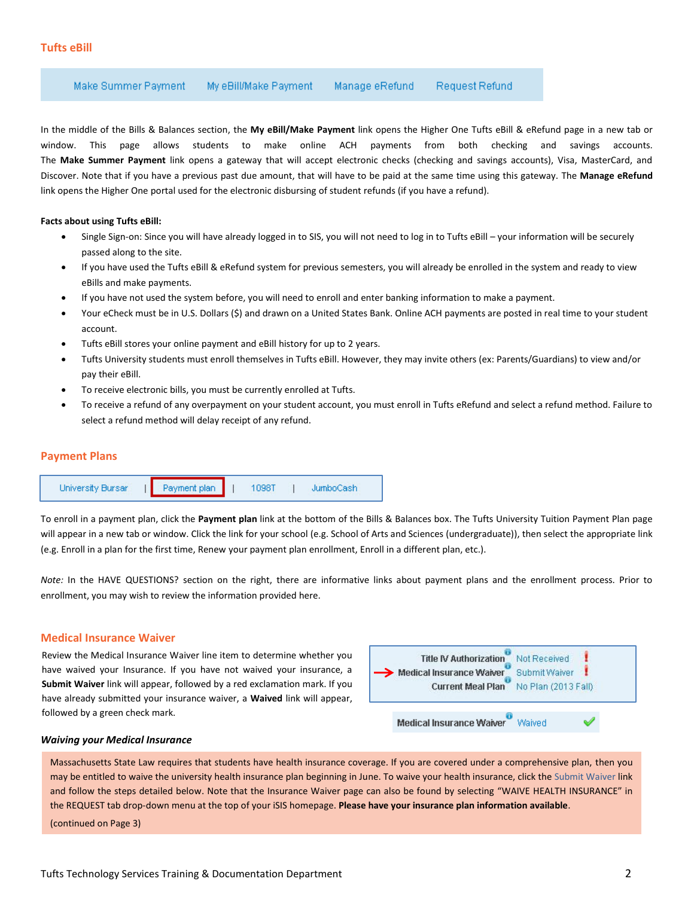## Tufts eBill

Make Summer Payment | My eBill/Make Payment | Manage eRefund | Request Refund

In the middle of the Bills & Balances section, the **My eBill/Make Payment** link opens the Higher One Tufts eBill & eRefund page in a new tab or window. This page allows students to make online ACH payments from both checking and savings accounts. The **Make Summer Payment** link opens a gateway that will accept electronic checks (checking and savings accounts), Visa, MasterCard, and Discover. Note that if you have a previous past due amount, that will have to be paid at the same time using this gateway. The **Manage eRefund** link opens the Higher One portal used for the electronic disbursing of student refunds (if you have a refund).

**Facts about using Tufts eBill:**

- Single Sign-on: Since you will have already logged in to SIS, you will not need to log in to Tufts eBill – your information will be securely passed along to the site.
- If you have used the Tufts eBill & eRefund system for previous semesters, you will already be enrolled in the system and ready to view eBills and make payments.
- If you have not used the system before, you will need to enroll and enter banking information to make a payment.
- Your eCheck must be in U.S. Dollars ($) and drawn on a United States Bank. Online ACH payments are posted in real time to your student account.
- Tufts eBill stores your online payment and eBill history for up to 2 years.
- Tufts University students must enroll themselves in Tufts eBill. However, they may invite others (ex: Parents/Guardians) to view and/or pay their eBill.
- To receive electronic bills, you must be currently enrolled at Tufts.
- To receive a refund of any overpayment on your student account, you must enroll in Tufts eRefund and select a refund method. Failure to select a refund method will delay receipt of any refund.

## Payment Plans

University Bursar | Payment plan | 1098T | JumboCash

To enroll in a payment plan, click the **Payment plan** link at the bottom of the Bills & Balances box. The Tufts University Tuition Payment Plan page will appear in a new tab or window. Click the link for your school (e.g. School of Arts and Sciences (undergraduate)), then select the appropriate link (e.g. Enroll in a plan for the first time, Renew your payment plan enrollment, Enroll in a different plan, etc.).

*Note:* In the HAVE QUESTIONS? section on the right, there are informative links about payment plans and the enrollment process. Prior to enrollment, you may wish to review the information provided here.

## Medical Insurance Waiver

Review the Medical Insurance Waiver line item to determine whether you have waived your Insurance. If you have not waived your insurance, a **Submit Waiver** link will appear, followed by a red exclamation mark. If you have already submitted your insurance waiver, a **Waived** link will appear, followed by a green check mark.

| | | |
|---|---|---|
| Title IV Authorization | Not Received | ! |
| Medical Insurance Waiver | Submit Waiver | ! |
| Current Meal Plan | No Plan (2013 Fall) | |

| | | |
|---|---|---|
| Medical Insurance Waiver | Waived | ✔ |

### *Waiving your Medical Insurance*

Massachusetts State Law requires that students have health insurance coverage. If you are covered under a comprehensive plan, then you may be entitled to waive the university health insurance plan beginning in June. To waive your health insurance, click the Submit Waiver link and follow the steps detailed below. Note that the Insurance Waiver page can also be found by selecting "WAIVE HEALTH INSURANCE" in the REQUEST tab drop-down menu at the top of your iSIS homepage. **Please have your insurance plan information available**.

(continued on Page 3)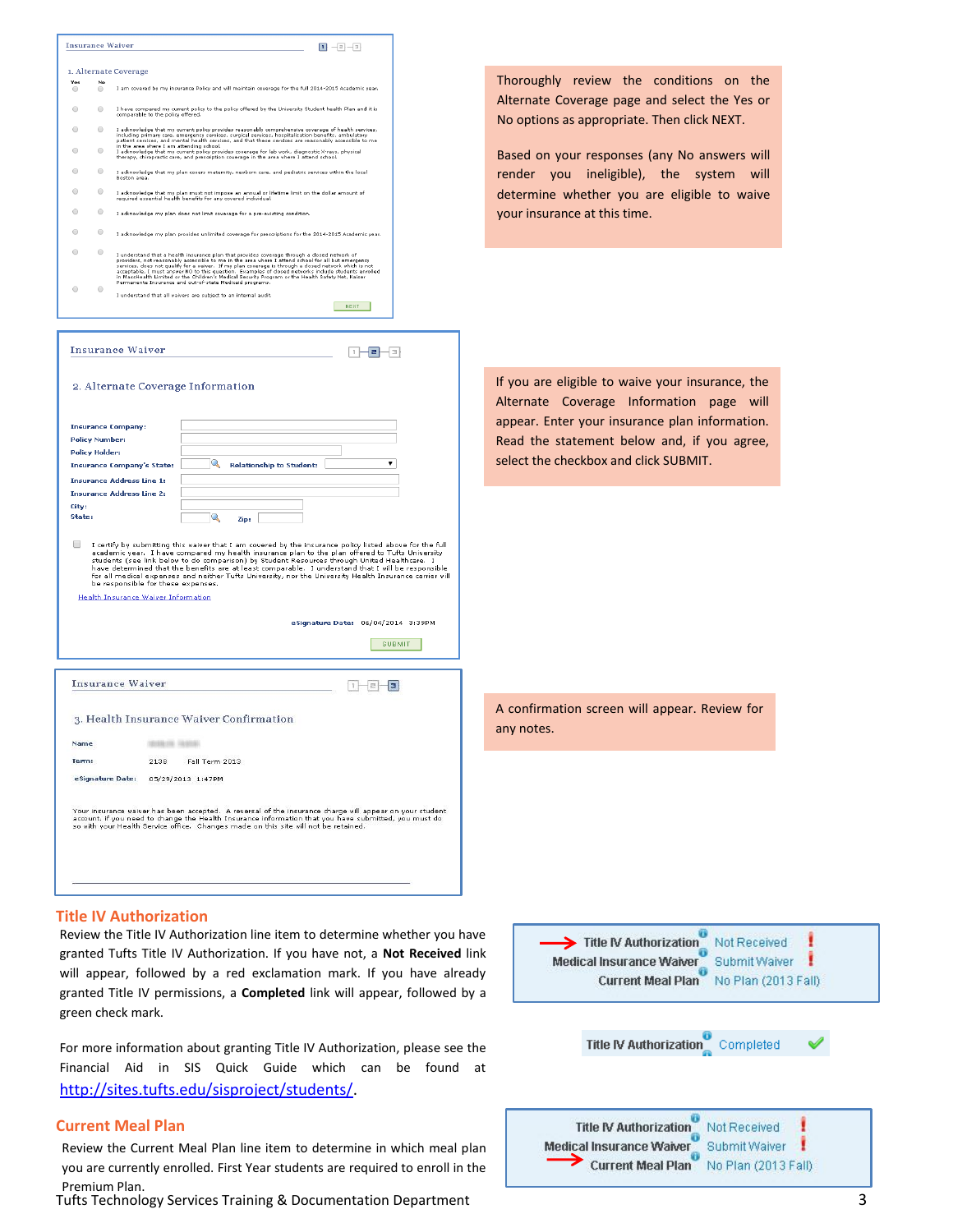Thoroughly review the conditions on the Alternate Coverage page and select the Yes or No options as appropriate. Then click NEXT.

Based on your responses (any No answers will render you ineligible), the system will determine whether you are eligible to waive your insurance at this time.

If you are eligible to waive your insurance, the Alternate Coverage Information page will appear. Enter your insurance plan information. Read the statement below and, if you agree, select the checkbox and click SUBMIT.

A confirmation screen will appear. Review for any notes.

## Title IV Authorization

Review the Title IV Authorization line item to determine whether you have granted Tufts Title IV Authorization. If you have not, a **Not Received** link will appear, followed by a red exclamation mark. If you have already granted Title IV permissions, a **Completed** link will appear, followed by a green check mark.

For more information about granting Title IV Authorization, please see the Financial Aid in SIS Quick Guide which can be found at http://sites.tufts.edu/sisproject/students/.

## Current Meal Plan

Review the Current Meal Plan line item to determine in which meal plan you are currently enrolled. First Year students are required to enroll in the Premium Plan.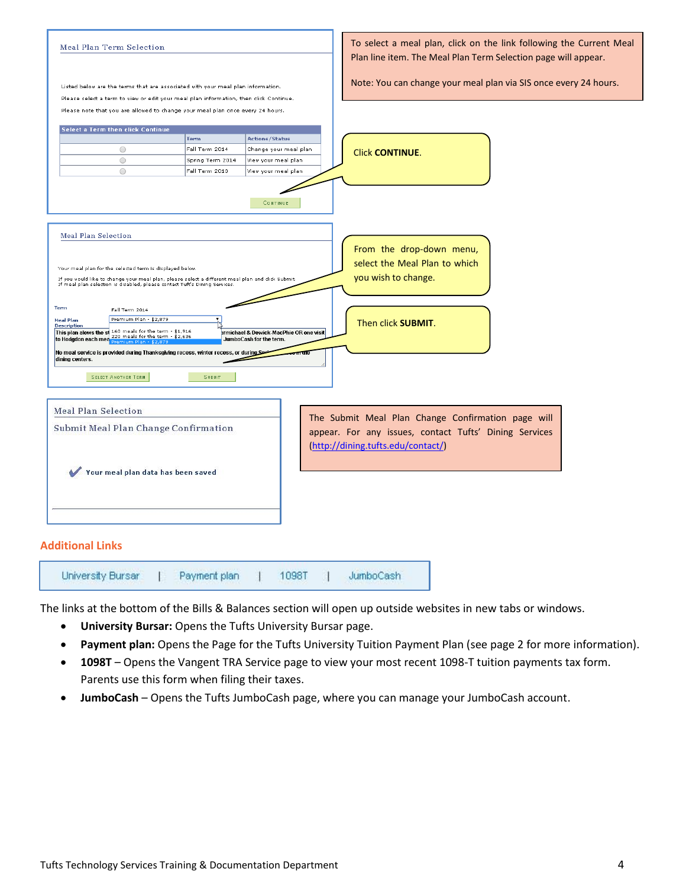Meal Plan Term Selection

Listed below are the terms that are associated with your meal plan information.

Please select a term to view or edit your meal plan information, then click Continue.

Please note that you are allowed to change your meal plan once every 24 hours.

Select a Term then click Continue

| | Term | Actions/Status |
|---|---|---|
| ○ | Fall Term 2014 | Change your meal plan |
| ○ | Spring Term 2014 | View your meal plan |
| ○ | Fall Term 2013 | View your meal plan |

CONTINUE

To select a meal plan, click on the link following the Current Meal Plan line item. The Meal Plan Term Selection page will appear.

Note: You can change your meal plan via SIS once every 24 hours.

Click **CONTINUE**.

Meal Plan Selection

Your meal plan for the selected term is displayed below.

If you would like to change your meal plan, please select a different meal plan and click Submit.
If meal plan selection is disabled, please contact Tuft's Dining Services.

Term: Fall Term 2014

Meal Plan: Premium Plan - $2,879

Description:
- 160 meals for the term - $1,916
- 220 meals for the term - $2,636
- Premium Plan - $2,879

This plan allows the st... rmichael & Dewick-MacPhie OR one visit to Hodgdon each mea... JumboCash for the term.

No meal service is provided during Thanksgiving recess, winter recess, or during Se... the dining centers.

SELECT ANOTHER TERM    SUBMIT

From the drop-down menu, select the Meal Plan to which you wish to change.

Then click **SUBMIT**.

Meal Plan Selection

Submit Meal Plan Change Confirmation

✔ Your meal plan data has been saved

The Submit Meal Plan Change Confirmation page will appear. For any issues, contact Tufts' Dining Services (http://dining.tufts.edu/contact/)

## Additional Links

University Bursar | Payment plan | 1098T | JumboCash

The links at the bottom of the Bills & Balances section will open up outside websites in new tabs or windows.

- **University Bursar:** Opens the Tufts University Bursar page.
- **Payment plan:** Opens the Page for the Tufts University Tuition Payment Plan (see page 2 for more information).
- **1098T** – Opens the Vangent TRA Service page to view your most recent 1098-T tuition payments tax form. Parents use this form when filing their taxes.
- **JumboCash** – Opens the Tufts JumboCash page, where you can manage your JumboCash account.